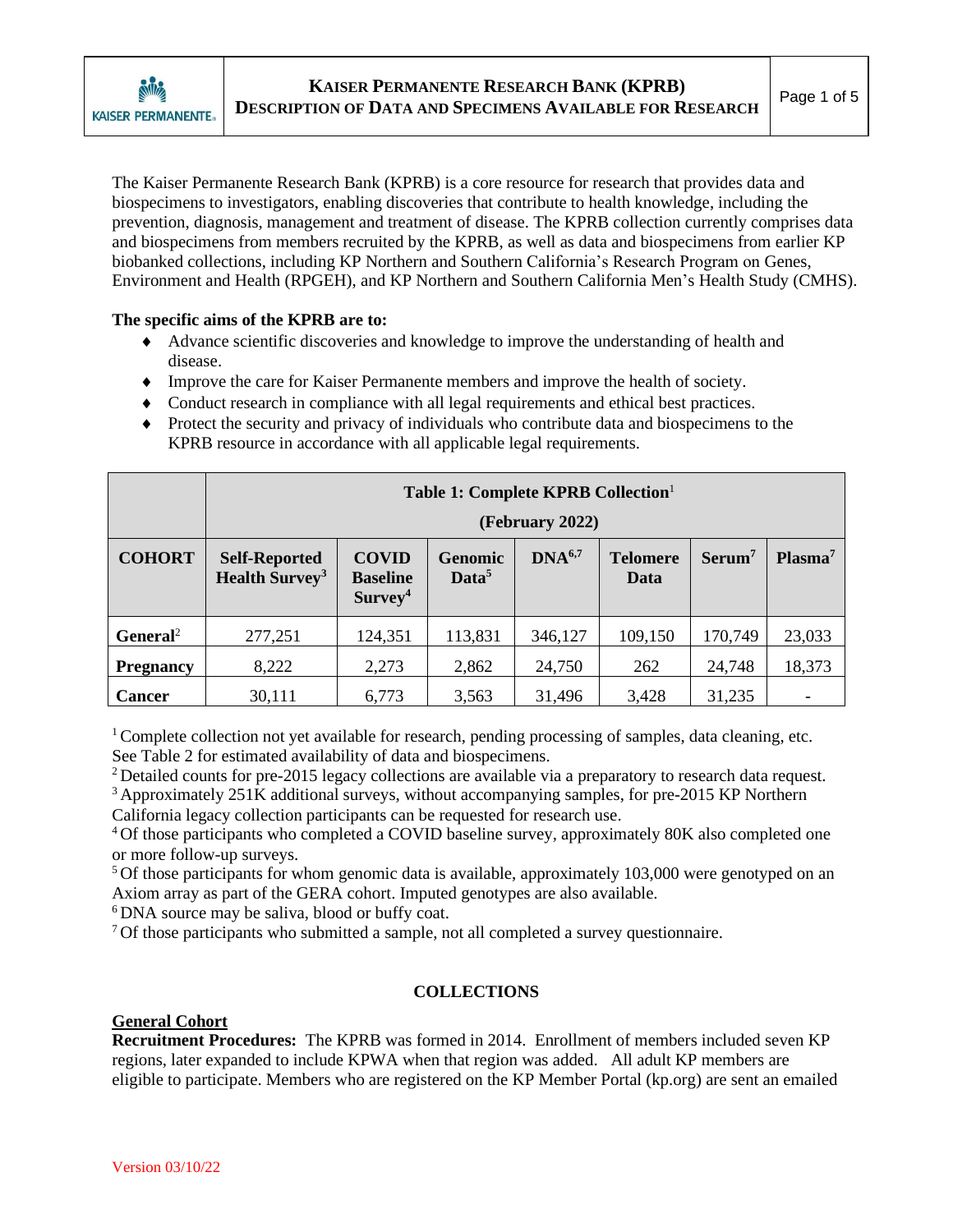The Kaiser Permanente Research Bank (KPRB) is a core resource for research that provides data and biospecimens to investigators, enabling discoveries that contribute to health knowledge, including the prevention, diagnosis, management and treatment of disease. The KPRB collection currently comprises data and biospecimens from members recruited by the KPRB, as well as data and biospecimens from earlier KP biobanked collections, including KP Northern and Southern California's Research Program on Genes, Environment and Health (RPGEH), and KP Northern and Southern California Men's Health Study (CMHS).

**The specific aims of the KPRB are to:**

- Advance scientific discoveries and knowledge to improve the understanding of health and disease.
- Improve the care for Kaiser Permanente members and improve the health of society.
- Conduct research in compliance with all legal requirements and ethical best practices.
- Protect the security and privacy of individuals who contribute data and biospecimens to the KPRB resource in accordance with all applicable legal requirements.

| | **Table 1: Complete KPRB Collection[1] (February 2022)** | | | | | | |
|---|---|---|---|---|---|---|---|
| **COHORT** | **Self-Reported Health Survey[3]** | **COVID Baseline Survey[4]** | **Genomic Data[5]** | **DNA[6,7]** | **Telomere Data** | **Serum[7]** | **Plasma[7]** |
| **General[2]** | 277,251 | 124,351 | 113,831 | 346,127 | 109,150 | 170,749 | 23,033 |
| **Pregnancy** | 8,222 | 2,273 | 2,862 | 24,750 | 262 | 24,748 | 18,373 |
| **Cancer** | 30,111 | 6,773 | 3,563 | 31,496 | 3,428 | 31,235 | - |

[1] Complete collection not yet available for research, pending processing of samples, data cleaning, etc. See Table 2 for estimated availability of data and biospecimens.
[2] Detailed counts for pre-2015 legacy collections are available via a preparatory to research data request.
[3] Approximately 251K additional surveys, without accompanying samples, for pre-2015 KP Northern California legacy collection participants can be requested for research use.
[4] Of those participants who completed a COVID baseline survey, approximately 80K also completed one or more follow-up surveys.
[5] Of those participants for whom genomic data is available, approximately 103,000 were genotyped on an Axiom array as part of the GERA cohort. Imputed genotypes are also available.
[6] DNA source may be saliva, blood or buffy coat.
[7] Of those participants who submitted a sample, not all completed a survey questionnaire.

## COLLECTIONS

### General Cohort

**Recruitment Procedures:** The KPRB was formed in 2014. Enrollment of members included seven KP regions, later expanded to include KPWA when that region was added. All adult KP members are eligible to participate. Members who are registered on the KP Member Portal (kp.org) are sent an emailed

Version 03/10/22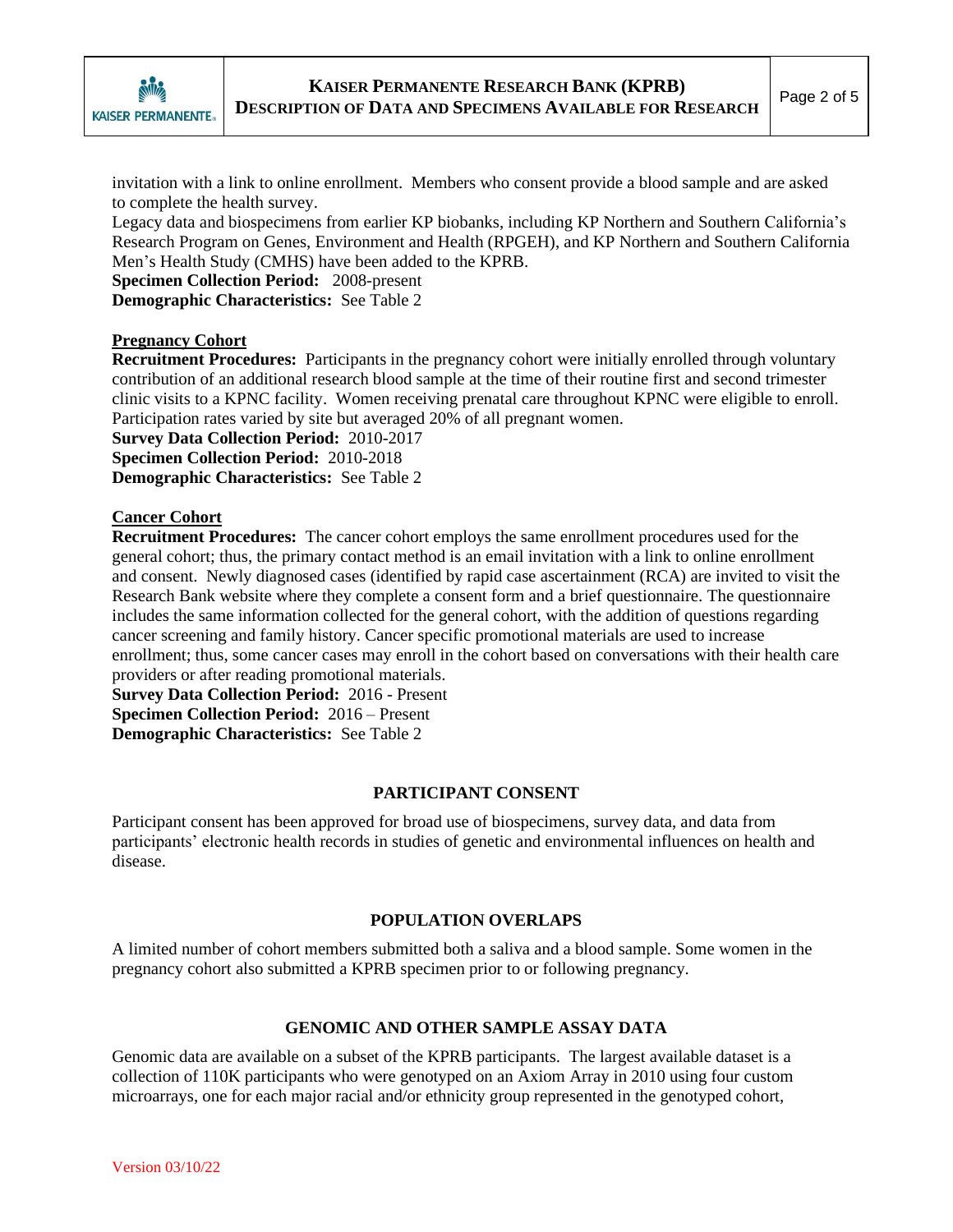invitation with a link to online enrollment. Members who consent provide a blood sample and are asked to complete the health survey.

Legacy data and biospecimens from earlier KP biobanks, including KP Northern and Southern California's Research Program on Genes, Environment and Health (RPGEH), and KP Northern and Southern California Men's Health Study (CMHS) have been added to the KPRB.

**Specimen Collection Period:** 2008-present

**Demographic Characteristics:** See Table 2

### Pregnancy Cohort

**Recruitment Procedures:** Participants in the pregnancy cohort were initially enrolled through voluntary contribution of an additional research blood sample at the time of their routine first and second trimester clinic visits to a KPNC facility. Women receiving prenatal care throughout KPNC were eligible to enroll. Participation rates varied by site but averaged 20% of all pregnant women.

**Survey Data Collection Period:** 2010-2017

**Specimen Collection Period:** 2010-2018

**Demographic Characteristics:** See Table 2

### Cancer Cohort

**Recruitment Procedures:** The cancer cohort employs the same enrollment procedures used for the general cohort; thus, the primary contact method is an email invitation with a link to online enrollment and consent. Newly diagnosed cases (identified by rapid case ascertainment (RCA) are invited to visit the Research Bank website where they complete a consent form and a brief questionnaire. The questionnaire includes the same information collected for the general cohort, with the addition of questions regarding cancer screening and family history. Cancer specific promotional materials are used to increase enrollment; thus, some cancer cases may enroll in the cohort based on conversations with their health care providers or after reading promotional materials.

**Survey Data Collection Period:** 2016 - Present

**Specimen Collection Period:** 2016 – Present

**Demographic Characteristics:** See Table 2

## PARTICIPANT CONSENT

Participant consent has been approved for broad use of biospecimens, survey data, and data from participants' electronic health records in studies of genetic and environmental influences on health and disease.

## POPULATION OVERLAPS

A limited number of cohort members submitted both a saliva and a blood sample. Some women in the pregnancy cohort also submitted a KPRB specimen prior to or following pregnancy.

## GENOMIC AND OTHER SAMPLE ASSAY DATA

Genomic data are available on a subset of the KPRB participants. The largest available dataset is a collection of 110K participants who were genotyped on an Axiom Array in 2010 using four custom microarrays, one for each major racial and/or ethnicity group represented in the genotyped cohort,

Version 03/10/22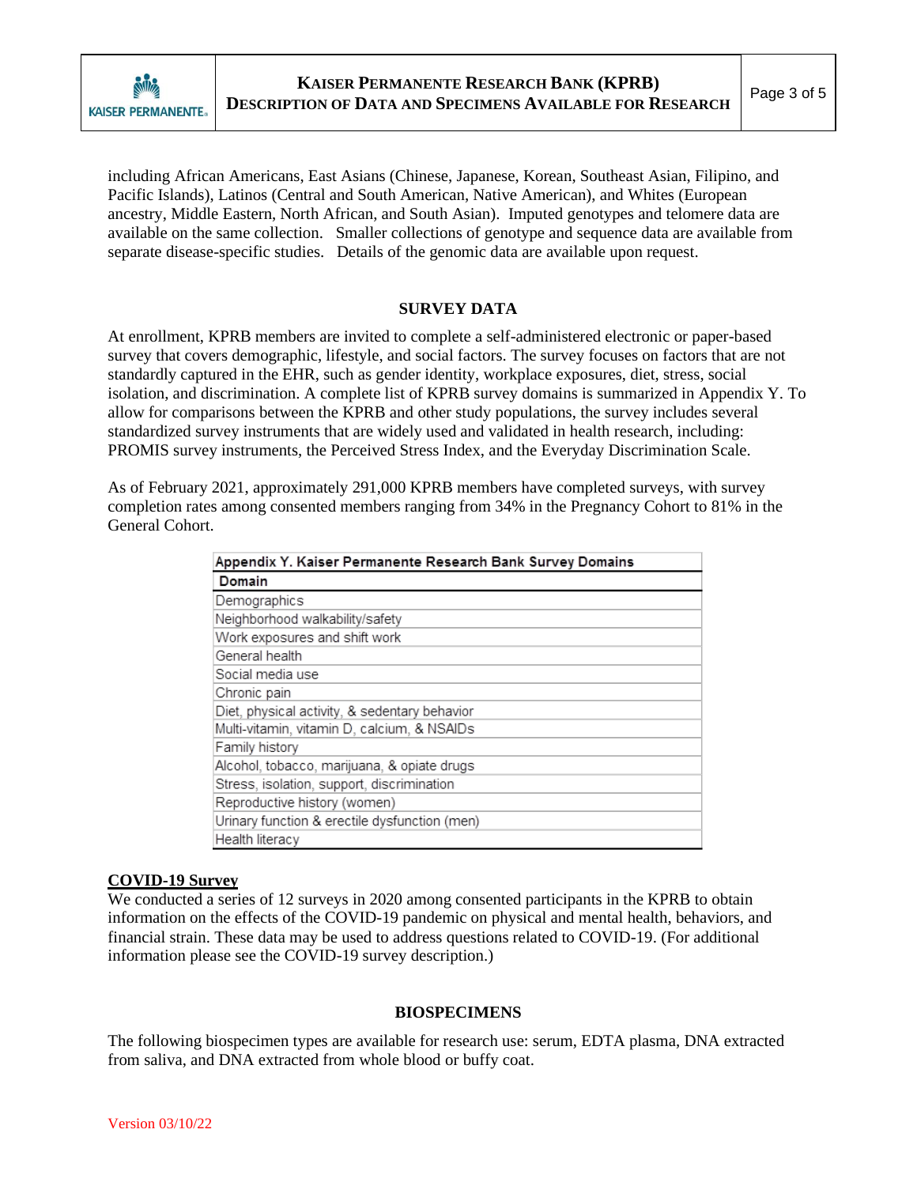including African Americans, East Asians (Chinese, Japanese, Korean, Southeast Asian, Filipino, and Pacific Islands), Latinos (Central and South American, Native American), and Whites (European ancestry, Middle Eastern, North African, and South Asian). Imputed genotypes and telomere data are available on the same collection. Smaller collections of genotype and sequence data are available from separate disease-specific studies. Details of the genomic data are available upon request.

## SURVEY DATA

At enrollment, KPRB members are invited to complete a self-administered electronic or paper-based survey that covers demographic, lifestyle, and social factors. The survey focuses on factors that are not standardly captured in the EHR, such as gender identity, workplace exposures, diet, stress, social isolation, and discrimination. A complete list of KPRB survey domains is summarized in Appendix Y. To allow for comparisons between the KPRB and other study populations, the survey includes several standardized survey instruments that are widely used and validated in health research, including: PROMIS survey instruments, the Perceived Stress Index, and the Everyday Discrimination Scale.

As of February 2021, approximately 291,000 KPRB members have completed surveys, with survey completion rates among consented members ranging from 34% in the Pregnancy Cohort to 81% in the General Cohort.

**Appendix Y. Kaiser Permanente Research Bank Survey Domains**

| Domain |
|---|
| Demographics |
| Neighborhood walkability/safety |
| Work exposures and shift work |
| General health |
| Social media use |
| Chronic pain |
| Diet, physical activity, & sedentary behavior |
| Multi-vitamin, vitamin D, calcium, & NSAIDs |
| Family history |
| Alcohol, tobacco, marijuana, & opiate drugs |
| Stress, isolation, support, discrimination |
| Reproductive history (women) |
| Urinary function & erectile dysfunction (men) |
| Health literacy |

### COVID-19 Survey

We conducted a series of 12 surveys in 2020 among consented participants in the KPRB to obtain information on the effects of the COVID-19 pandemic on physical and mental health, behaviors, and financial strain. These data may be used to address questions related to COVID-19. (For additional information please see the COVID-19 survey description.)

## BIOSPECIMENS

The following biospecimen types are available for research use: serum, EDTA plasma, DNA extracted from saliva, and DNA extracted from whole blood or buffy coat.

Version 03/10/22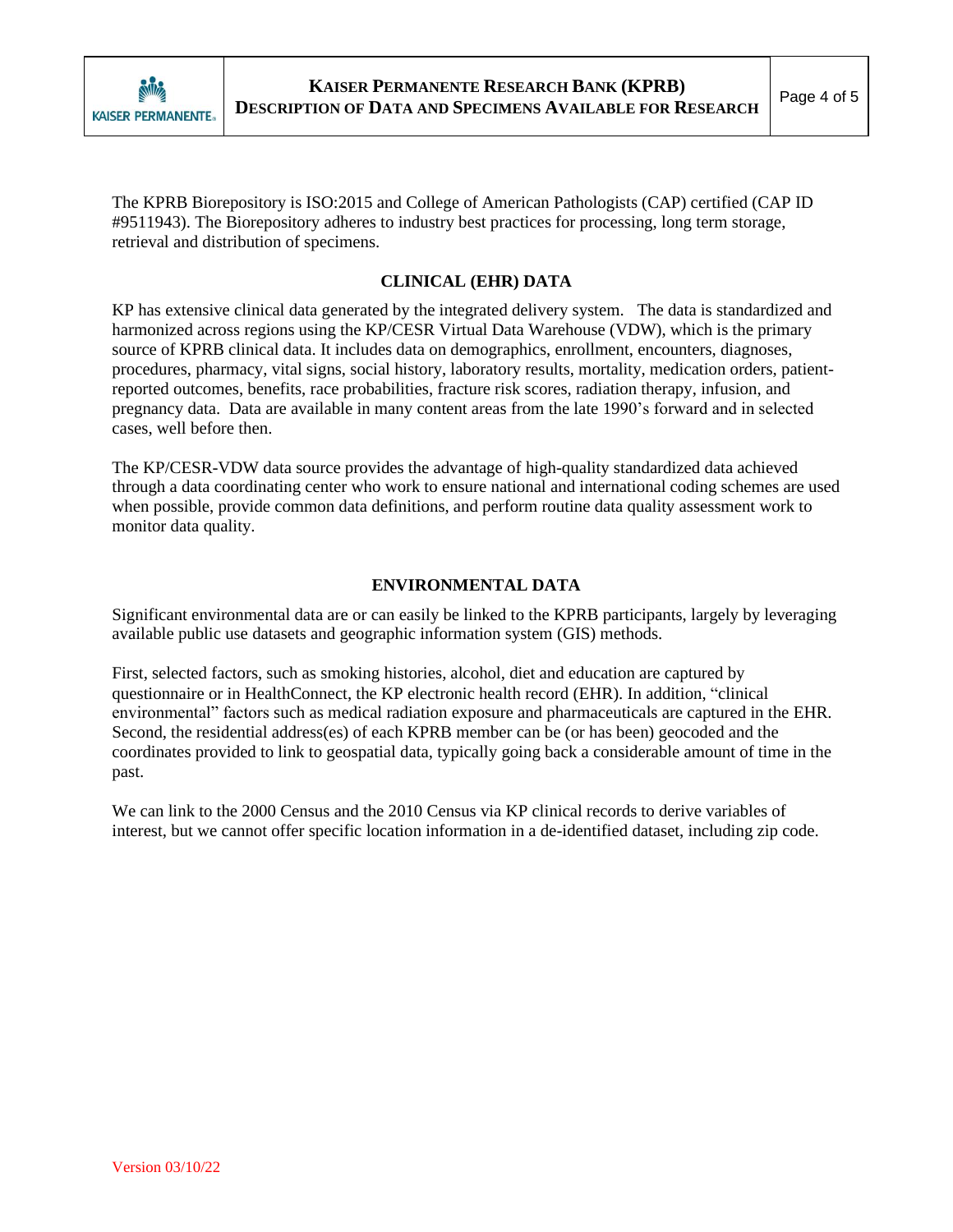The KPRB Biorepository is ISO:2015 and College of American Pathologists (CAP) certified (CAP ID #9511943). The Biorepository adheres to industry best practices for processing, long term storage, retrieval and distribution of specimens.

## CLINICAL (EHR) DATA

KP has extensive clinical data generated by the integrated delivery system. The data is standardized and harmonized across regions using the KP/CESR Virtual Data Warehouse (VDW), which is the primary source of KPRB clinical data. It includes data on demographics, enrollment, encounters, diagnoses, procedures, pharmacy, vital signs, social history, laboratory results, mortality, medication orders, patient-reported outcomes, benefits, race probabilities, fracture risk scores, radiation therapy, infusion, and pregnancy data. Data are available in many content areas from the late 1990's forward and in selected cases, well before then.

The KP/CESR-VDW data source provides the advantage of high-quality standardized data achieved through a data coordinating center who work to ensure national and international coding schemes are used when possible, provide common data definitions, and perform routine data quality assessment work to monitor data quality.

## ENVIRONMENTAL DATA

Significant environmental data are or can easily be linked to the KPRB participants, largely by leveraging available public use datasets and geographic information system (GIS) methods.

First, selected factors, such as smoking histories, alcohol, diet and education are captured by questionnaire or in HealthConnect, the KP electronic health record (EHR). In addition, "clinical environmental" factors such as medical radiation exposure and pharmaceuticals are captured in the EHR. Second, the residential address(es) of each KPRB member can be (or has been) geocoded and the coordinates provided to link to geospatial data, typically going back a considerable amount of time in the past.

We can link to the 2000 Census and the 2010 Census via KP clinical records to derive variables of interest, but we cannot offer specific location information in a de-identified dataset, including zip code.

Version 03/10/22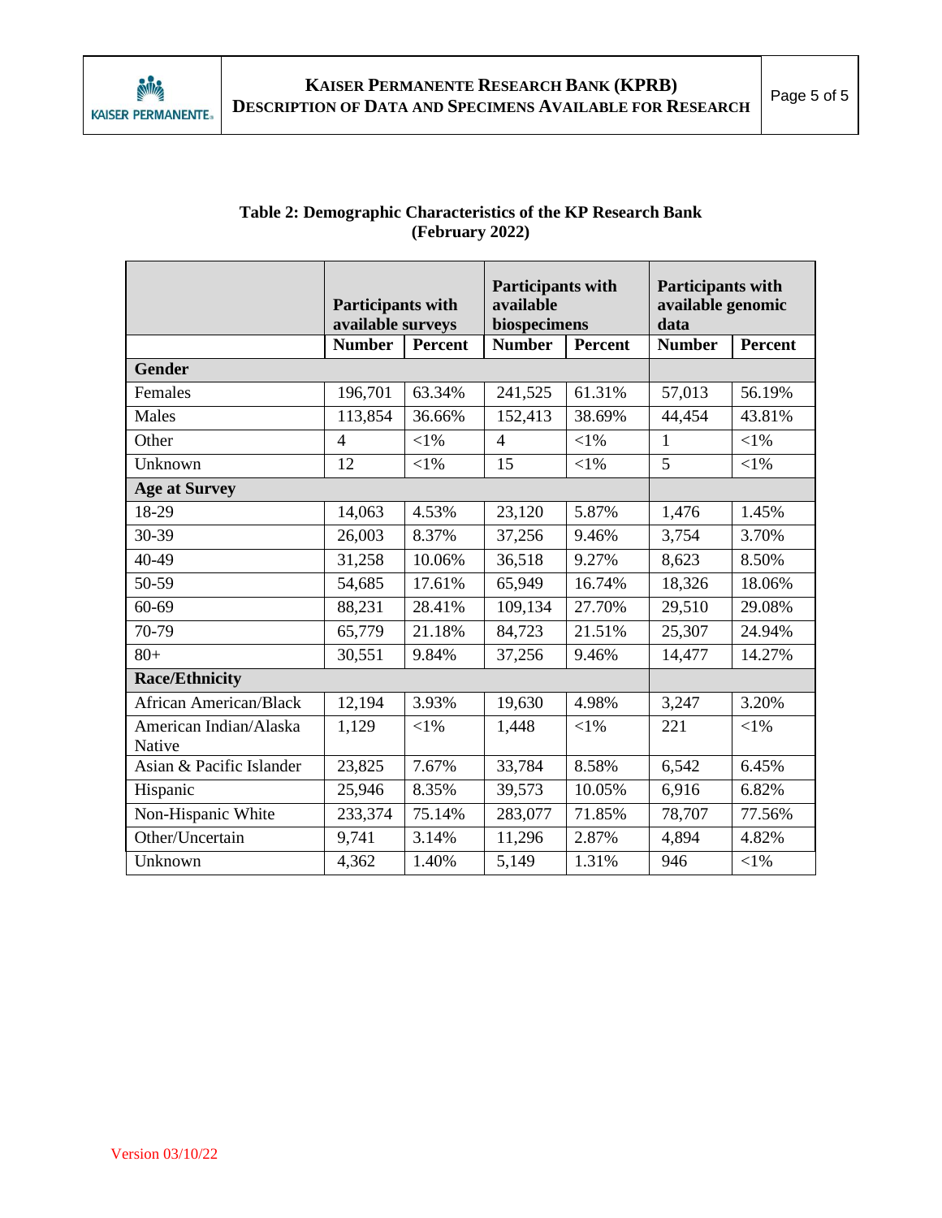**Table 2: Demographic Characteristics of the KP Research Bank (February 2022)**

| | Participants with available surveys | | Participants with available biospecimens | | Participants with available genomic data | |
|---|---|---|---|---|---|---|
| | **Number** | **Percent** | **Number** | **Percent** | **Number** | **Percent** |
| **Gender** | | | | | | |
| Females | 196,701 | 63.34% | 241,525 | 61.31% | 57,013 | 56.19% |
| Males | 113,854 | 36.66% | 152,413 | 38.69% | 44,454 | 43.81% |
| Other | 4 | <1% | 4 | <1% | 1 | <1% |
| Unknown | 12 | <1% | 15 | <1% | 5 | <1% |
| **Age at Survey** | | | | | | |
| 18-29 | 14,063 | 4.53% | 23,120 | 5.87% | 1,476 | 1.45% |
| 30-39 | 26,003 | 8.37% | 37,256 | 9.46% | 3,754 | 3.70% |
| 40-49 | 31,258 | 10.06% | 36,518 | 9.27% | 8,623 | 8.50% |
| 50-59 | 54,685 | 17.61% | 65,949 | 16.74% | 18,326 | 18.06% |
| 60-69 | 88,231 | 28.41% | 109,134 | 27.70% | 29,510 | 29.08% |
| 70-79 | 65,779 | 21.18% | 84,723 | 21.51% | 25,307 | 24.94% |
| 80+ | 30,551 | 9.84% | 37,256 | 9.46% | 14,477 | 14.27% |
| **Race/Ethnicity** | | | | | | |
| African American/Black | 12,194 | 3.93% | 19,630 | 4.98% | 3,247 | 3.20% |
| American Indian/Alaska Native | 1,129 | <1% | 1,448 | <1% | 221 | <1% |
| Asian & Pacific Islander | 23,825 | 7.67% | 33,784 | 8.58% | 6,542 | 6.45% |
| Hispanic | 25,946 | 8.35% | 39,573 | 10.05% | 6,916 | 6.82% |
| Non-Hispanic White | 233,374 | 75.14% | 283,077 | 71.85% | 78,707 | 77.56% |
| Other/Uncertain | 9,741 | 3.14% | 11,296 | 2.87% | 4,894 | 4.82% |
| Unknown | 4,362 | 1.40% | 5,149 | 1.31% | 946 | <1% |